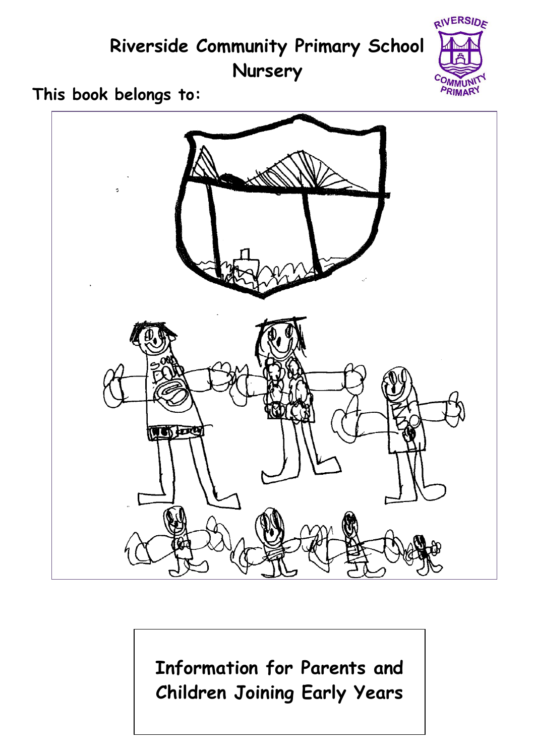# Riverside Community Primary School
## Nursery

**This book belongs to:**

**Information for Parents and Children Joining Early Years**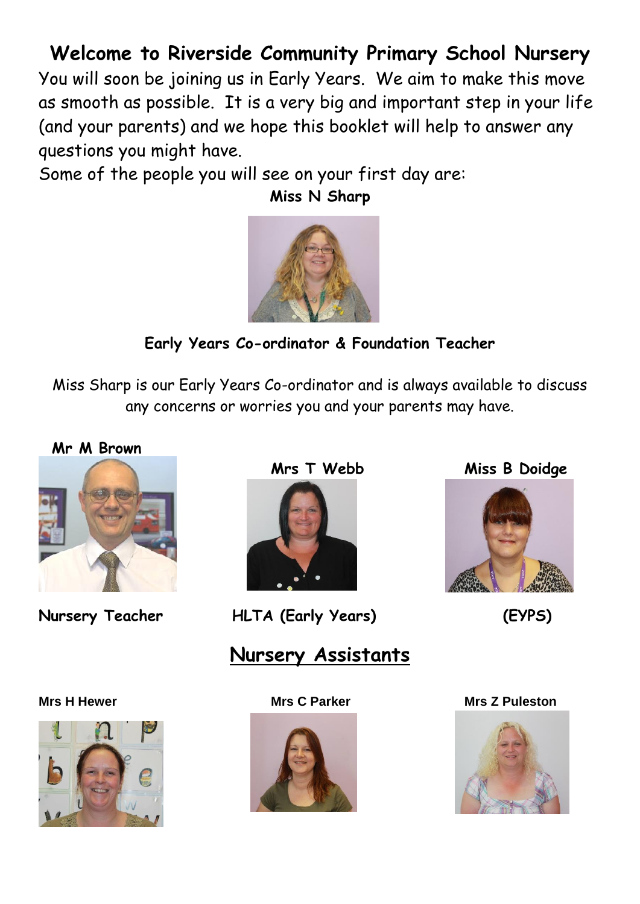# Welcome to Riverside Community Primary School Nursery

You will soon be joining us in Early Years. We aim to make this move as smooth as possible. It is a very big and important step in your life (and your parents) and we hope this booklet will help to answer any questions you might have.

Some of the people you will see on your first day are:

**Miss N Sharp**

**Early Years Co-ordinator & Foundation Teacher**

Miss Sharp is our Early Years Co-ordinator and is always available to discuss any concerns or worries you and your parents may have.

**Mr M Brown**

**Nursery Teacher**

**Mrs T Webb**

**HLTA (Early Years)**

**Miss B Doidge**

**(EYPS)**

## Nursery Assistants

**Mrs H Hewer**

**Mrs C Parker**

**Mrs Z Puleston**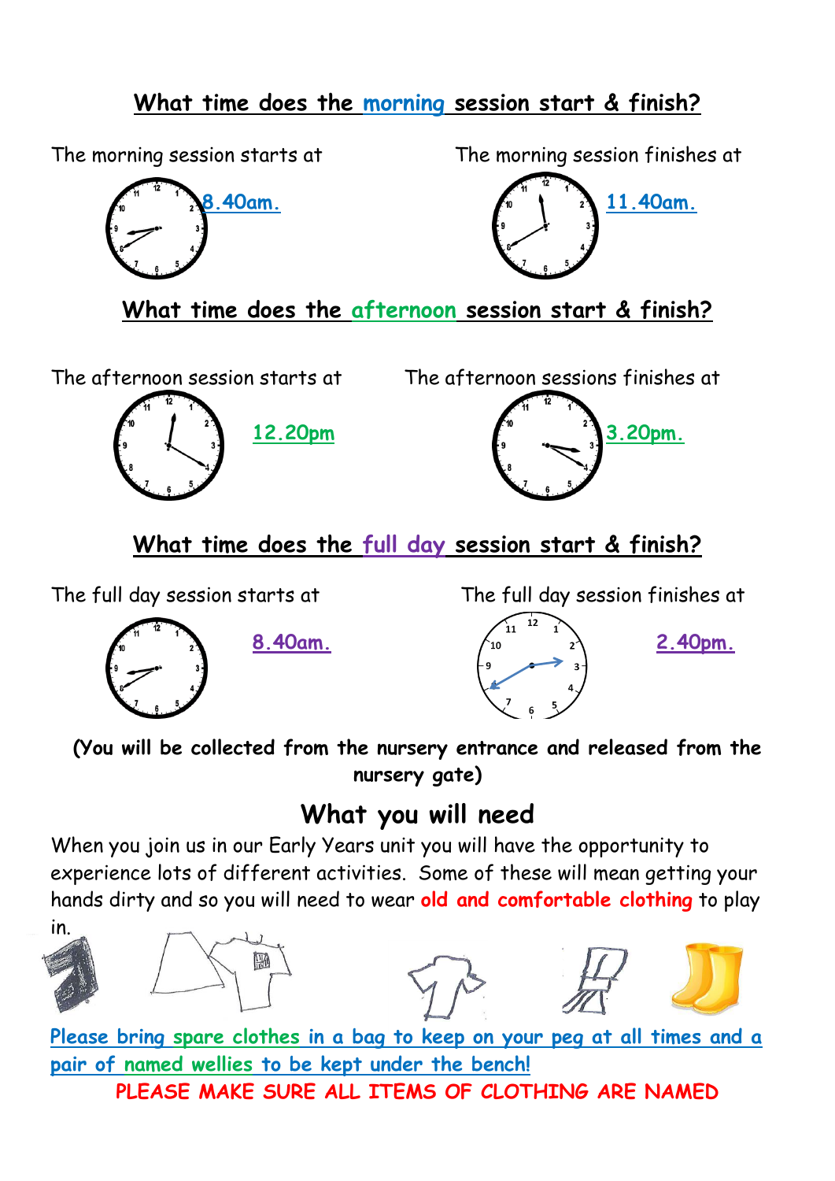## What time does the morning session start & finish?

The morning session starts at **8.40am.**

The morning session finishes at **11.40am.**

## What time does the afternoon session start & finish?

The afternoon session starts at **12.20pm**

The afternoon sessions finishes at **3.20pm.**

## What time does the full day session start & finish?

The full day session starts at **8.40am.**

The full day session finishes at **2.40pm.**

**(You will be collected from the nursery entrance and released from the nursery gate)**

## What you will need

When you join us in our Early Years unit you will have the opportunity to experience lots of different activities. Some of these will mean getting your hands dirty and so you will need to wear **old and comfortable clothing** to play in.

**Please bring spare clothes in a bag to keep on your peg at all times and a pair of named wellies to be kept under the bench!**

**PLEASE MAKE SURE ALL ITEMS OF CLOTHING ARE NAMED**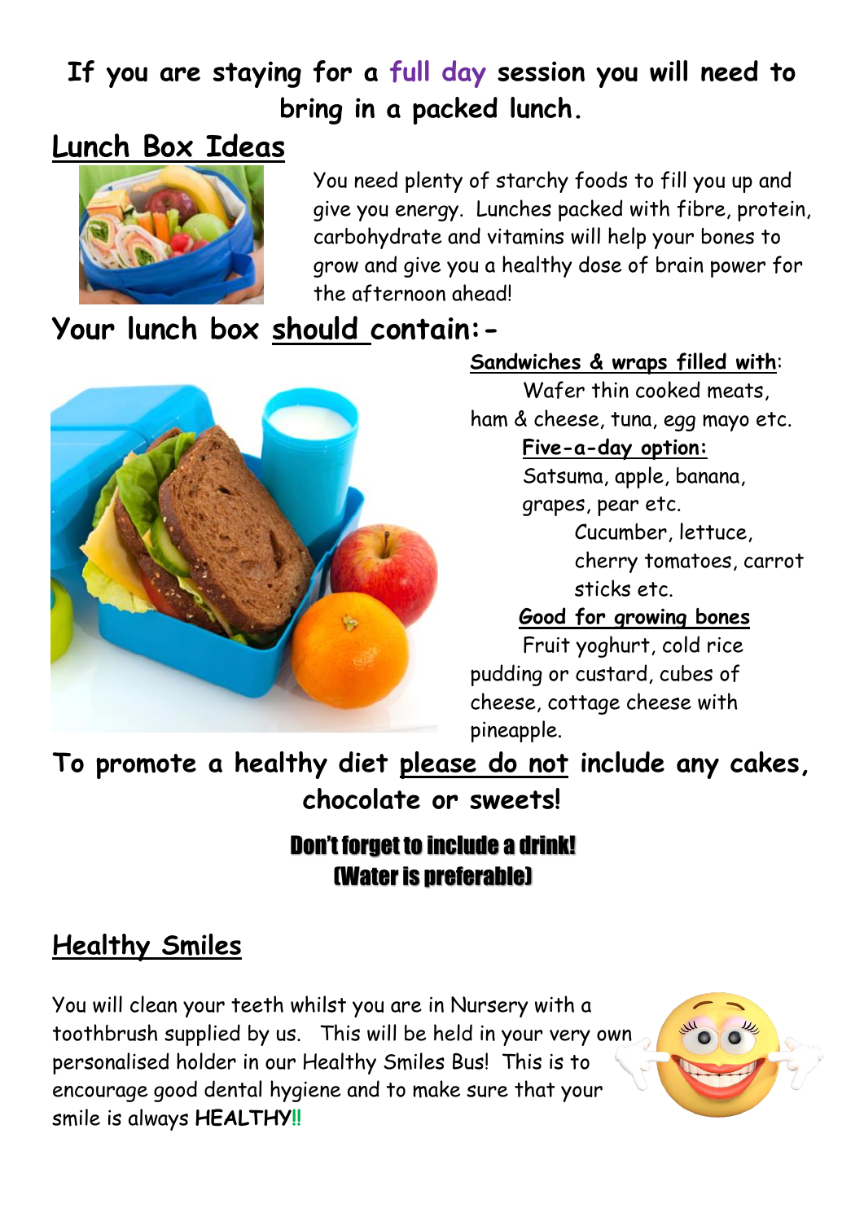**If you are staying for a full day session you will need to bring in a packed lunch.**

## Lunch Box Ideas

You need plenty of starchy foods to fill you up and give you energy. Lunches packed with fibre, protein, carbohydrate and vitamins will help your bones to grow and give you a healthy dose of brain power for the afternoon ahead!

## Your lunch box should contain:-

**Sandwiches & wraps filled with:**
Wafer thin cooked meats, ham & cheese, tuna, egg mayo etc.

**Five-a-day option:**
Satsuma, apple, banana, grapes, pear etc.
Cucumber, lettuce, cherry tomatoes, carrot sticks etc.

**Good for growing bones**
Fruit yoghurt, cold rice pudding or custard, cubes of cheese, cottage cheese with pineapple.

**To promote a healthy diet please do not include any cakes, chocolate or sweets!**

**Don't forget to include a drink!**
**(Water is preferable)**

## Healthy Smiles

You will clean your teeth whilst you are in Nursery with a toothbrush supplied by us. This will be held in your very own personalised holder in our Healthy Smiles Bus! This is to encourage good dental hygiene and to make sure that your smile is always **HEALTHY!!**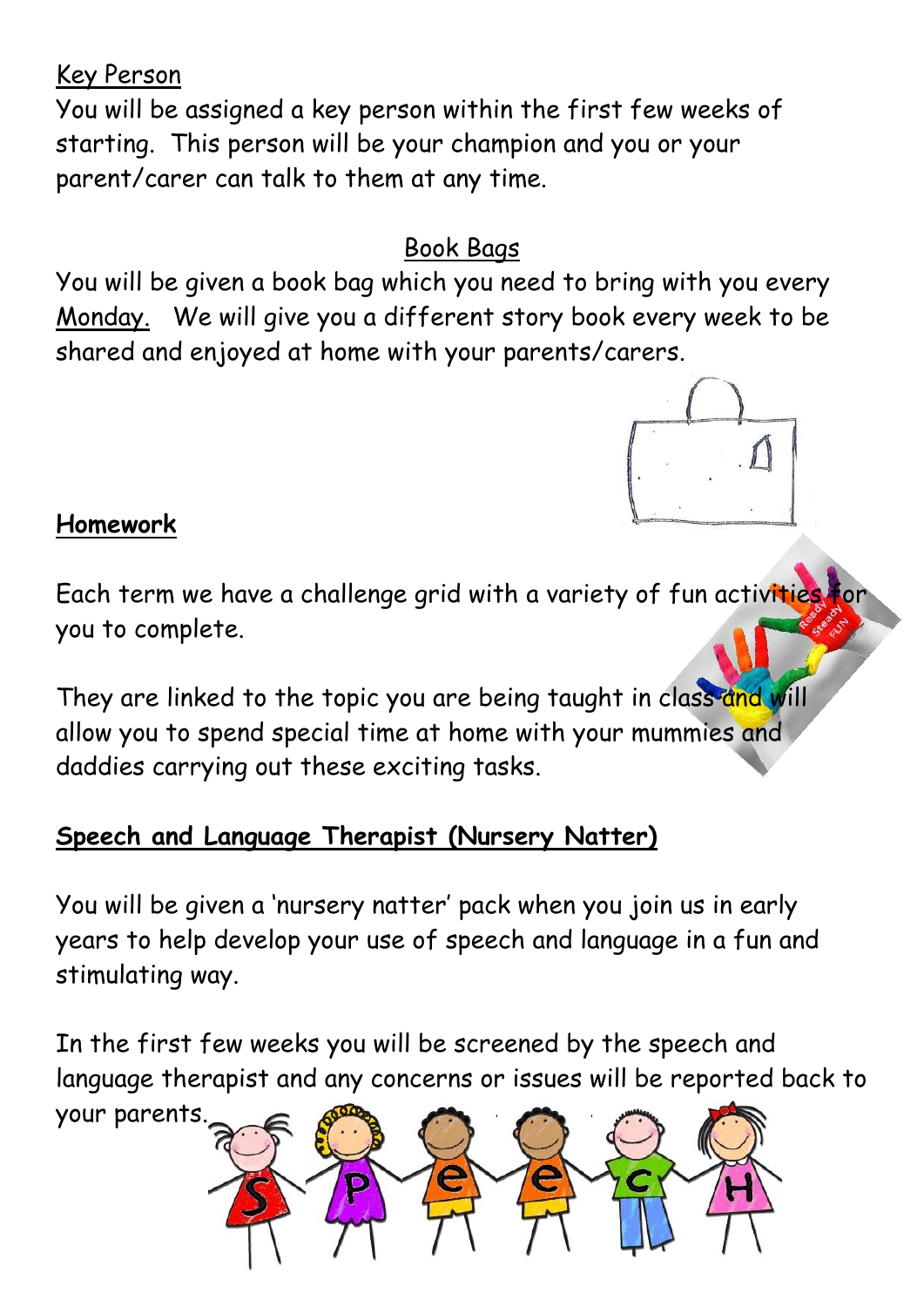## Key Person

You will be assigned a key person within the first few weeks of starting. This person will be your champion and you or your parent/carer can talk to them at any time.

## Book Bags

You will be given a book bag which you need to bring with you every Monday. We will give you a different story book every week to be shared and enjoyed at home with your parents/carers.

## **Homework**

Each term we have a challenge grid with a variety of fun activities for you to complete.

They are linked to the topic you are being taught in class and will allow you to spend special time at home with your mummies and daddies carrying out these exciting tasks.

## **Speech and Language Therapist (Nursery Natter)**

You will be given a 'nursery natter' pack when you join us in early years to help develop your use of speech and language in a fun and stimulating way.

In the first few weeks you will be screened by the speech and language therapist and any concerns or issues will be reported back to your parents.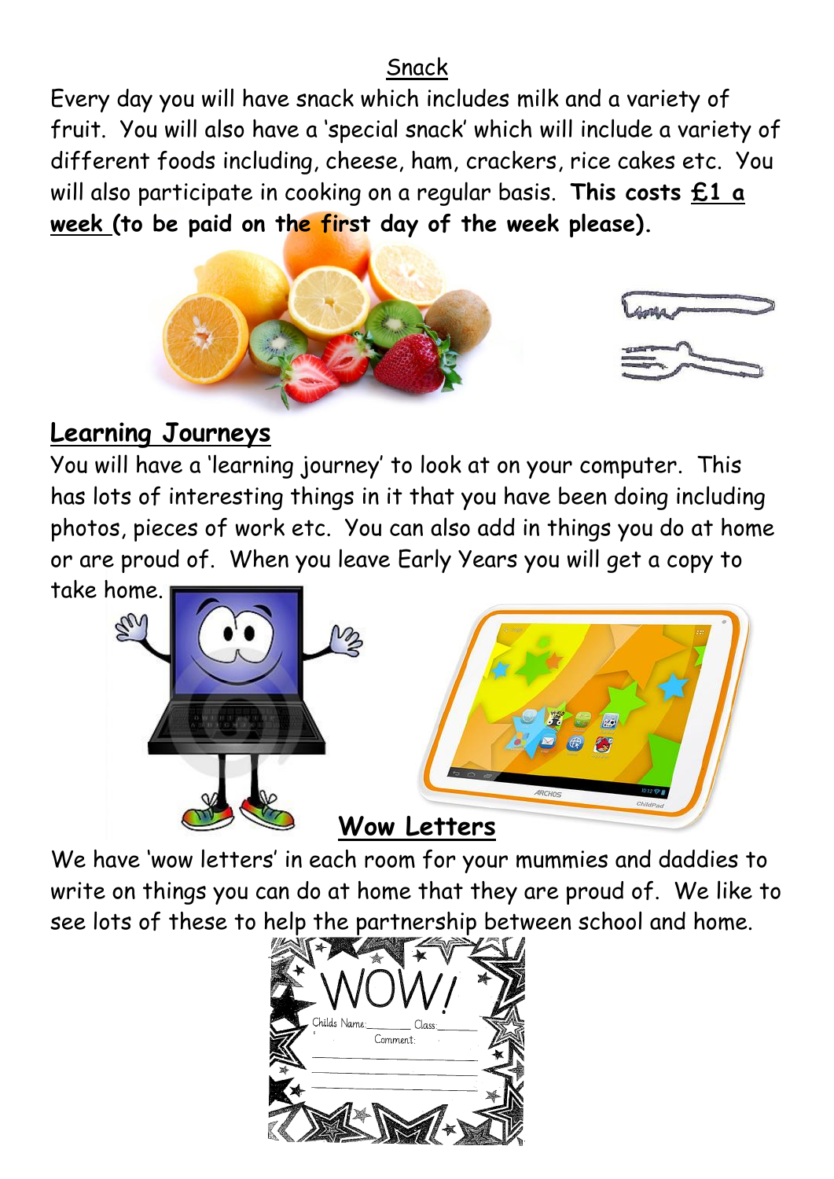## Snack

Every day you will have snack which includes milk and a variety of fruit. You will also have a 'special snack' which will include a variety of different foods including, cheese, ham, crackers, rice cakes etc. You will also participate in cooking on a regular basis. **This costs £1 a week (to be paid on the first day of the week please).**

## Learning Journeys

You will have a 'learning journey' to look at on your computer. This has lots of interesting things in it that you have been doing including photos, pieces of work etc. You can also add in things you do at home or are proud of. When you leave Early Years you will get a copy to take home.

## Wow Letters

We have 'wow letters' in each room for your mummies and daddies to write on things you can do at home that they are proud of. We like to see lots of these to help the partnership between school and home.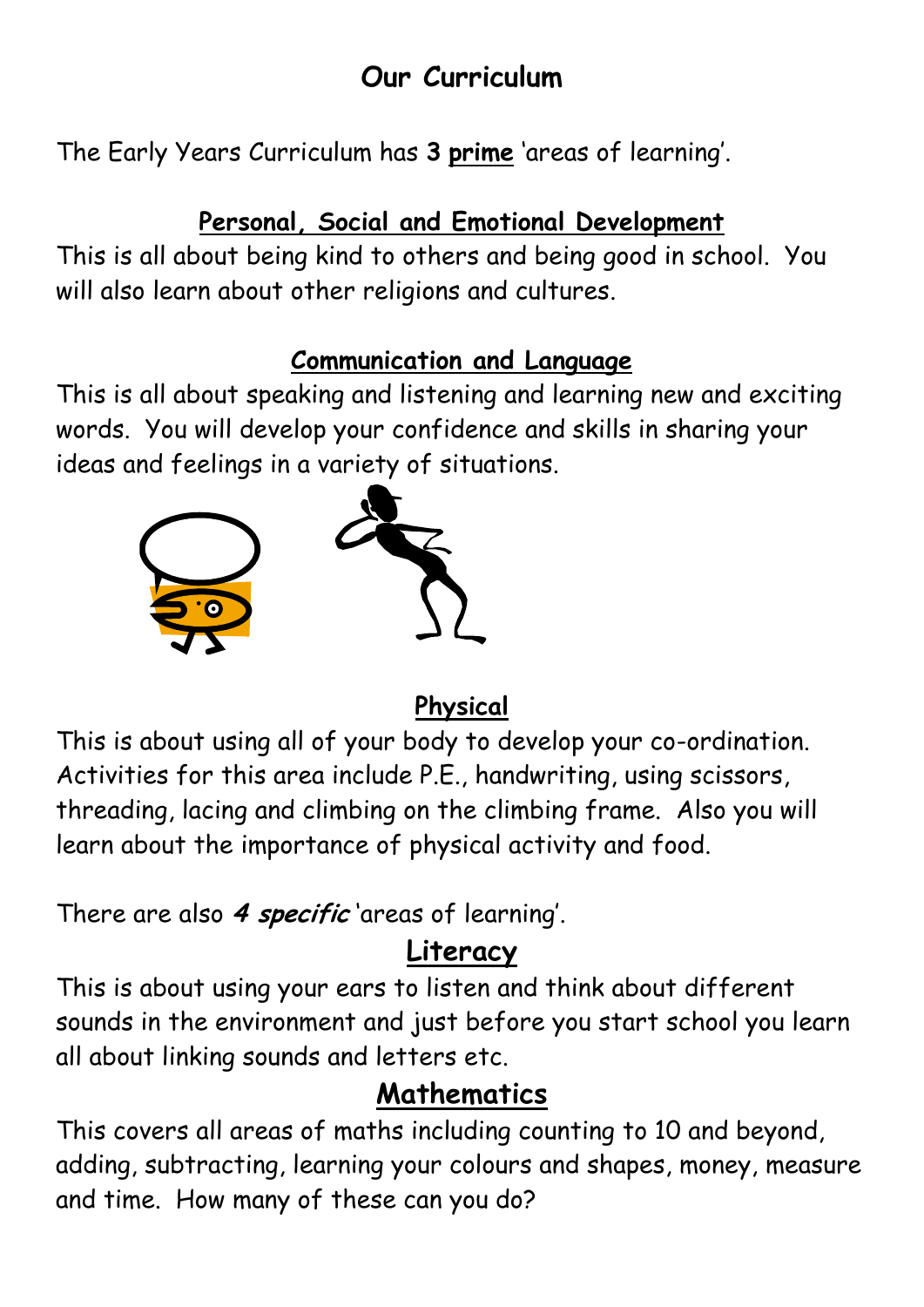# Our Curriculum

The Early Years Curriculum has **3 <u>prime</u>** 'areas of learning'.

## Personal, Social and Emotional Development

This is all about being kind to others and being good in school. You will also learn about other religions and cultures.

## Communication and Language

This is all about speaking and listening and learning new and exciting words. You will develop your confidence and skills in sharing your ideas and feelings in a variety of situations.

## Physical

This is about using all of your body to develop your co-ordination. Activities for this area include P.E., handwriting, using scissors, threading, lacing and climbing on the climbing frame. Also you will learn about the importance of physical activity and food.

There are also ***4 specific*** 'areas of learning'.

## Literacy

This is about using your ears to listen and think about different sounds in the environment and just before you start school you learn all about linking sounds and letters etc.

## Mathematics

This covers all areas of maths including counting to 10 and beyond, adding, subtracting, learning your colours and shapes, money, measure and time. How many of these can you do?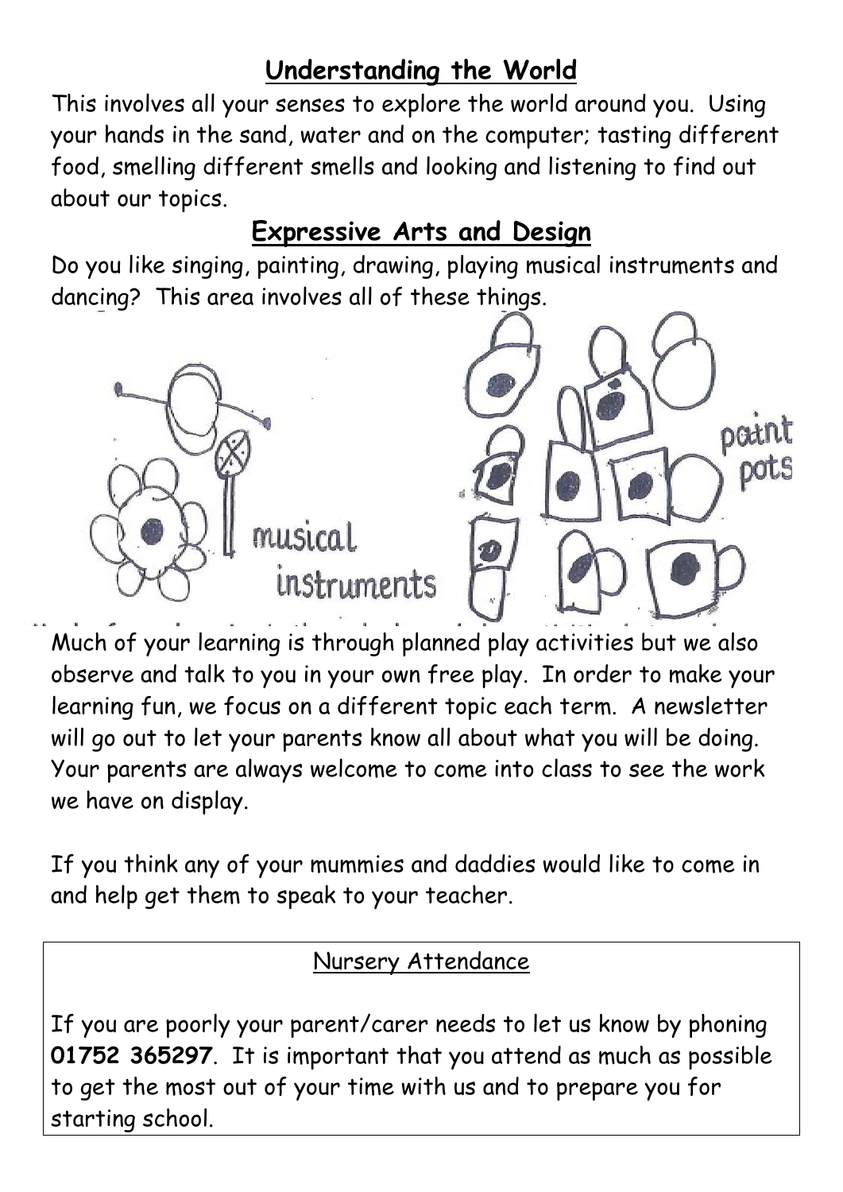## Understanding the World

This involves all your senses to explore the world around you. Using your hands in the sand, water and on the computer; tasting different food, smelling different smells and looking and listening to find out about our topics.

## Expressive Arts and Design

Do you like singing, painting, drawing, playing musical instruments and dancing? This area involves all of these things.

musical instruments

paint pots

Much of your learning is through planned play activities but we also observe and talk to you in your own free play. In order to make your learning fun, we focus on a different topic each term. A newsletter will go out to let your parents know all about what you will be doing. Your parents are always welcome to come into class to see the work we have on display.

If you think any of your mummies and daddies would like to come in and help get them to speak to your teacher.

### Nursery Attendance

If you are poorly your parent/carer needs to let us know by phoning **01752 365297**. It is important that you attend as much as possible to get the most out of your time with us and to prepare you for starting school.